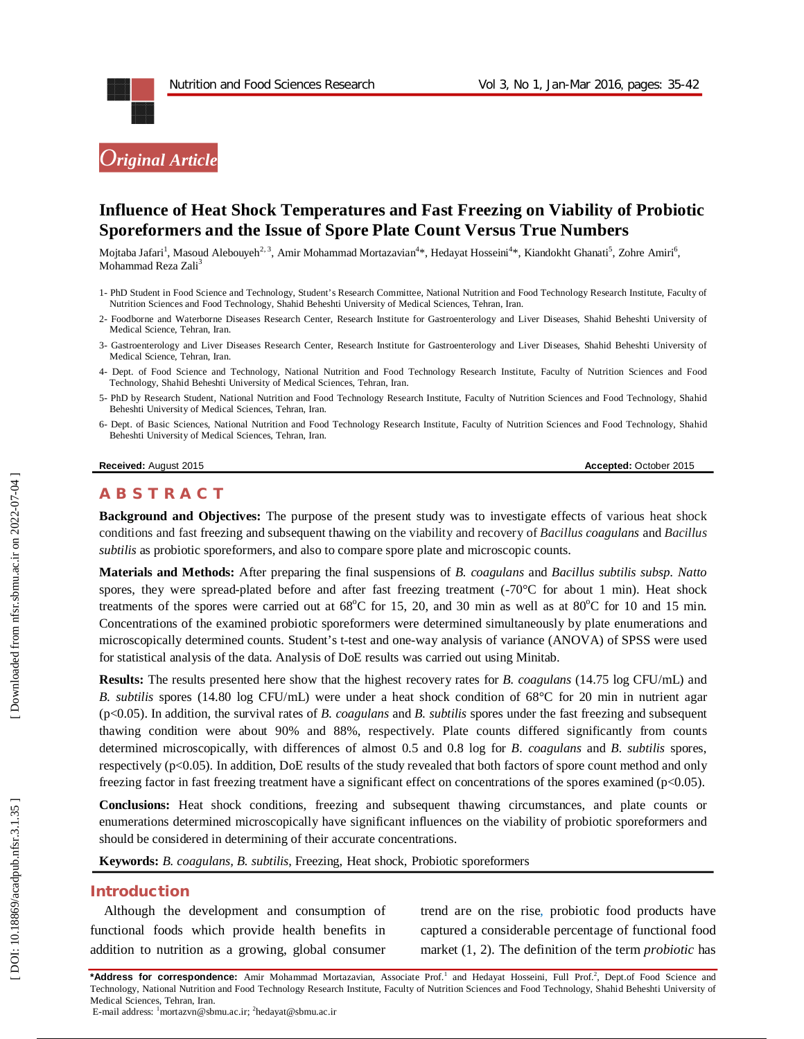*Original Article*

# Influence of Heat Shock Temperatures and Fast Freezing on Viability of Probiotic Sporeformers and the Issue of Spore Plate Count Versus True Numbers

Mojtaba Jafari[1], Masoud Alebouyeh[2, 3], Amir Mohammad Mortazavian[4]*, Hedayat Hosseini[4]*, Kiandokht Ghanati[5], Zohre Amiri[6], Mohammad Reza Zali[3]

1- PhD Student in Food Science and Technology, Student's Research Committee, National Nutrition and Food Technology Research Institute, Faculty of Nutrition Sciences and Food Technology, Shahid Beheshti University of Medical Sciences, Tehran, Iran.

2- Foodborne and Waterborne Diseases Research Center, Research Institute for Gastroenterology and Liver Diseases, Shahid Beheshti University of Medical Science, Tehran, Iran.

3- Gastroenterology and Liver Diseases Research Center, Research Institute for Gastroenterology and Liver Diseases, Shahid Beheshti University of Medical Science, Tehran, Iran.

4- Dept. of Food Science and Technology, National Nutrition and Food Technology Research Institute, Faculty of Nutrition Sciences and Food Technology, Shahid Beheshti University of Medical Sciences, Tehran, Iran.

5- PhD by Research Student, National Nutrition and Food Technology Research Institute, Faculty of Nutrition Sciences and Food Technology, Shahid Beheshti University of Medical Sciences, Tehran, Iran.

6- Dept. of Basic Sciences, National Nutrition and Food Technology Research Institute, Faculty of Nutrition Sciences and Food Technology, Shahid Beheshti University of Medical Sciences, Tehran, Iran.

**Received:** August 2015 **Accepted:** October 2015

## ABSTRACT

**Background and Objectives:** The purpose of the present study was to investigate effects of various heat shock conditions and fast freezing and subsequent thawing on the viability and recovery of *Bacillus coagulans* and *Bacillus subtilis* as probiotic sporeformers, and also to compare spore plate and microscopic counts.

**Materials and Methods:** After preparing the final suspensions of *B. coagulans* and *Bacillus subtilis subsp. Natto* spores, they were spread-plated before and after fast freezing treatment (-70°C for about 1 min). Heat shock treatments of the spores were carried out at 68°C for 15, 20, and 30 min as well as at 80°C for 10 and 15 min. Concentrations of the examined probiotic sporeformers were determined simultaneously by plate enumerations and microscopically determined counts. Student's t-test and one-way analysis of variance (ANOVA) of SPSS were used for statistical analysis of the data. Analysis of DoE results was carried out using Minitab.

**Results:** The results presented here show that the highest recovery rates for *B. coagulans* (14.75 log CFU/mL) and *B. subtilis* spores (14.80 log CFU/mL) were under a heat shock condition of 68°C for 20 min in nutrient agar ($p<0.05$). In addition, the survival rates of *B. coagulans* and *B. subtilis* spores under the fast freezing and subsequent thawing condition were about 90% and 88%, respectively. Plate counts differed significantly from counts determined microscopically, with differences of almost 0.5 and 0.8 log for *B. coagulans* and *B. subtilis* spores, respectively ($p<0.05$). In addition, DoE results of the study revealed that both factors of spore count method and only freezing factor in fast freezing treatment have a significant effect on concentrations of the spores examined ($p<0.05$).

**Conclusions:** Heat shock conditions, freezing and subsequent thawing circumstances, and plate counts or enumerations determined microscopically have significant influences on the viability of probiotic sporeformers and should be considered in determining of their accurate concentrations.

**Keywords:** *B. coagulans*, *B. subtilis*, Freezing, Heat shock, Probiotic sporeformers

## Introduction

Although the development and consumption of functional foods which provide health benefits in addition to nutrition as a growing, global consumer trend are on the rise, probiotic food products have captured a considerable percentage of functional food market (1, 2). The definition of the term *probiotic* has

**\*Address for correspondence:** Amir Mohammad Mortazavian, Associate Prof.[1] and Hedayat Hosseini, Full Prof.[2], Dept.of Food Science and Technology, National Nutrition and Food Technology Research Institute, Faculty of Nutrition Sciences and Food Technology, Shahid Beheshti University of Medical Sciences, Tehran, Iran.
E-mail address: [1]mortazvn@sbmu.ac.ir; [2]hedayat@sbmu.ac.ir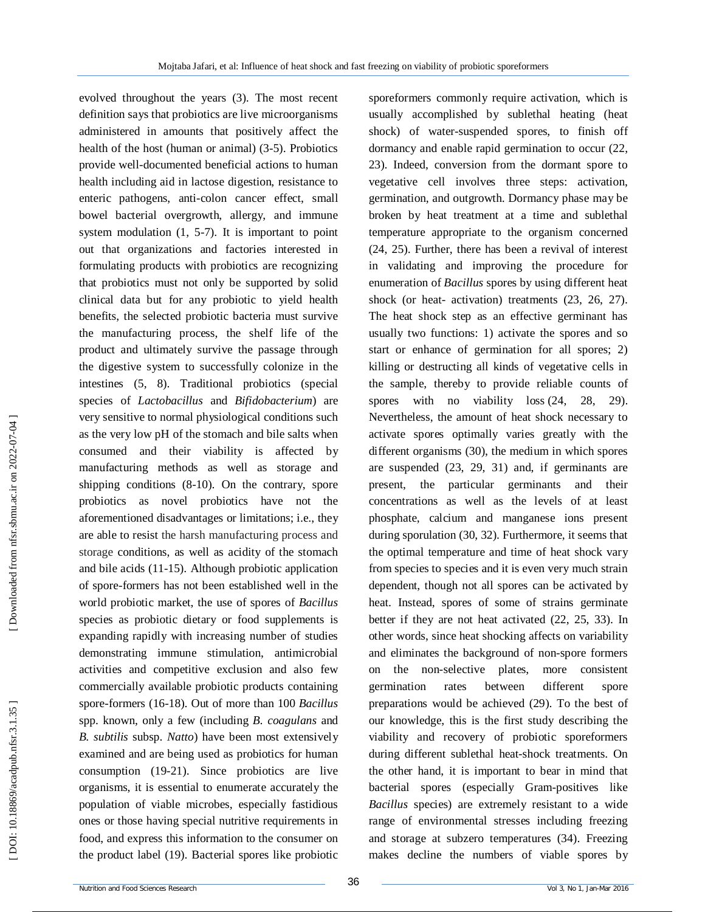evolved throughout the years (3). The most recent definition says that probiotics are live microorganisms administered in amounts that positively affect the health of the host (human or animal) (3-5). Probiotics provide well-documented beneficial actions to human health including aid in lactose digestion, resistance to enteric pathogens, anti-colon cancer effect, small bowel bacterial overgrowth, allergy, and immune system modulation (1, 5-7). It is important to point out that organizations and factories interested in formulating products with probiotics are recognizing that probiotics must not only be supported by solid clinical data but for any probiotic to yield health benefits, the selected probiotic bacteria must survive the manufacturing process, the shelf life of the product and ultimately survive the passage through the digestive system to successfully colonize in the intestines (5, 8). Traditional probiotics (special species of *Lactobacillus* and *Bifidobacterium*) are very sensitive to normal physiological conditions such as the very low pH of the stomach and bile salts when consumed and their viability is affected by manufacturing methods as well as storage and shipping conditions (8-10). On the contrary, spore probiotics as novel probiotics have not the aforementioned disadvantages or limitations; i.e., they are able to resist the harsh manufacturing process and storage conditions, as well as acidity of the stomach and bile acids (11-15). Although probiotic application of spore-formers has not been established well in the world probiotic market, the use of spores of *Bacillus* species as probiotic dietary or food supplements is expanding rapidly with increasing number of studies demonstrating immune stimulation, antimicrobial activities and competitive exclusion and also few commercially available probiotic products containing spore-formers (16-18). Out of more than 100 *Bacillus* spp. known, only a few (including *B. coagulans* and *B. subtilis* subsp. *Natto*) have been most extensively examined and are being used as probiotics for human consumption (19-21). Since probiotics are live organisms, it is essential to enumerate accurately the population of viable microbes, especially fastidious ones or those having special nutritive requirements in food, and express this information to the consumer on the product label (19). Bacterial spores like probiotic sporeformers commonly require activation, which is usually accomplished by sublethal heating (heat shock) of water-suspended spores, to finish off dormancy and enable rapid germination to occur (22, 23). Indeed, conversion from the dormant spore to vegetative cell involves three steps: activation, germination, and outgrowth. Dormancy phase may be broken by heat treatment at a time and sublethal temperature appropriate to the organism concerned (24, 25). Further, there has been a revival of interest in validating and improving the procedure for enumeration of *Bacillus* spores by using different heat shock (or heat- activation) treatments (23, 26, 27). The heat shock step as an effective germinant has usually two functions: 1) activate the spores and so start or enhance of germination for all spores; 2) killing or destructing all kinds of vegetative cells in the sample, thereby to provide reliable counts of spores with no viability loss (24, 28, 29). Nevertheless, the amount of heat shock necessary to activate spores optimally varies greatly with the different organisms (30), the medium in which spores are suspended (23, 29, 31) and, if germinants are present, the particular germinants and their concentrations as well as the levels of at least phosphate, calcium and manganese ions present during sporulation (30, 32). Furthermore, it seems that the optimal temperature and time of heat shock vary from species to species and it is even very much strain dependent, though not all spores can be activated by heat. Instead, spores of some of strains germinate better if they are not heat activated (22, 25, 33). In other words, since heat shocking affects on variability and eliminates the background of non-spore formers on the non-selective plates, more consistent germination rates between different spore preparations would be achieved (29). To the best of our knowledge, this is the first study describing the viability and recovery of probiotic sporeformers during different sublethal heat-shock treatments. On the other hand, it is important to bear in mind that bacterial spores (especially Gram-positives like *Bacillus* species) are extremely resistant to a wide range of environmental stresses including freezing and storage at subzero temperatures (34). Freezing makes decline the numbers of viable spores by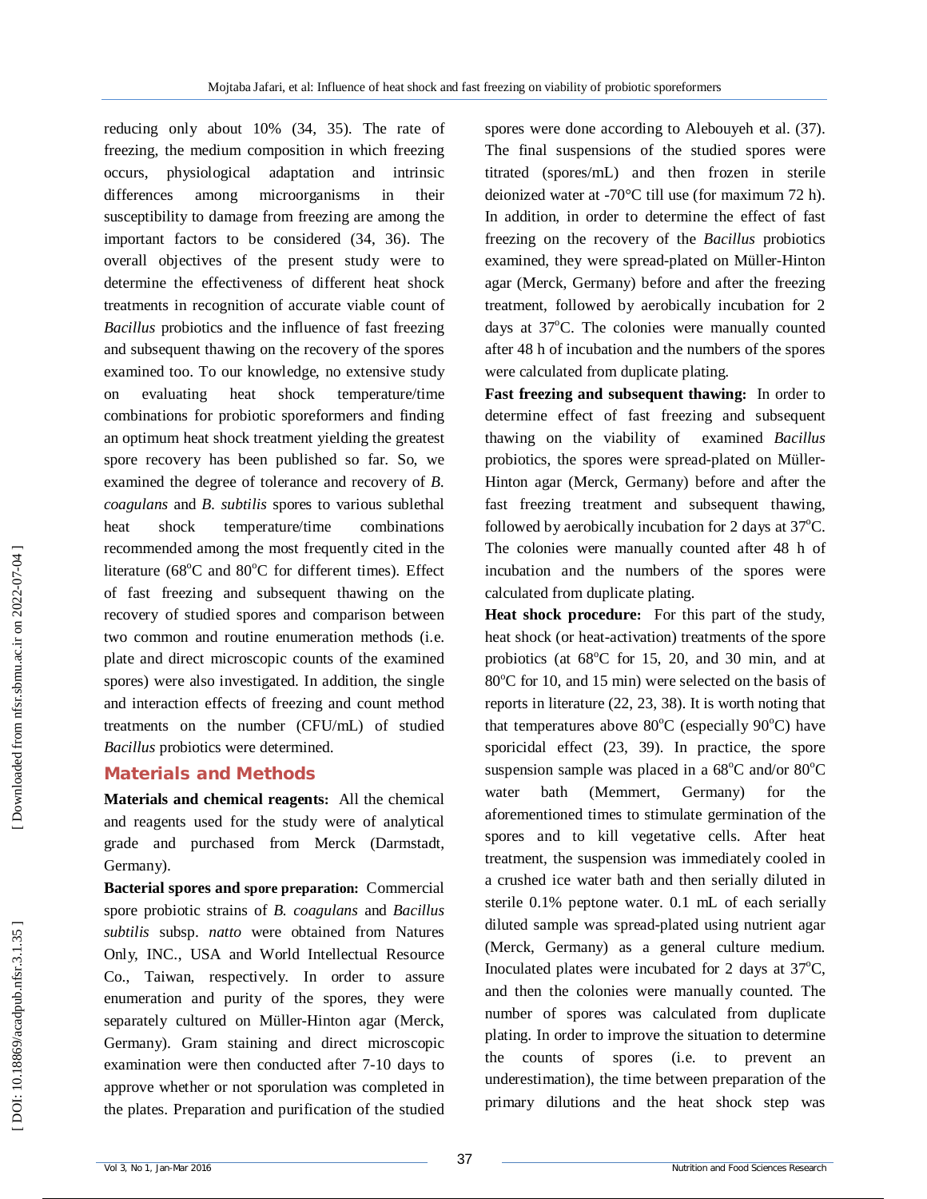reducing only about 10% (34, 35). The rate of freezing, the medium composition in which freezing occurs, physiological adaptation and intrinsic differences among microorganisms in their susceptibility to damage from freezing are among the important factors to be considered (34, 36). The overall objectives of the present study were to determine the effectiveness of different heat shock treatments in recognition of accurate viable count of *Bacillus* probiotics and the influence of fast freezing and subsequent thawing on the recovery of the spores examined too. To our knowledge, no extensive study on evaluating heat shock temperature/time combinations for probiotic sporeformers and finding an optimum heat shock treatment yielding the greatest spore recovery has been published so far. So, we examined the degree of tolerance and recovery of *B. coagulans* and *B. subtilis* spores to various sublethal heat shock temperature/time combinations recommended among the most frequently cited in the literature (68°C and 80°C for different times). Effect of fast freezing and subsequent thawing on the recovery of studied spores and comparison between two common and routine enumeration methods (i.e. plate and direct microscopic counts of the examined spores) were also investigated. In addition, the single and interaction effects of freezing and count method treatments on the number (CFU/mL) of studied *Bacillus* probiotics were determined.

## Materials and Methods

**Materials and chemical reagents:** All the chemical and reagents used for the study were of analytical grade and purchased from Merck (Darmstadt, Germany).

**Bacterial spores and spore preparation:** Commercial spore probiotic strains of *B. coagulans* and *Bacillus subtilis* subsp. *natto* were obtained from Natures Only, INC., USA and World Intellectual Resource Co., Taiwan, respectively. In order to assure enumeration and purity of the spores, they were separately cultured on Müller-Hinton agar (Merck, Germany). Gram staining and direct microscopic examination were then conducted after 7-10 days to approve whether or not sporulation was completed in the plates. Preparation and purification of the studied spores were done according to Alebouyeh et al. (37). The final suspensions of the studied spores were titrated (spores/mL) and then frozen in sterile deionized water at -70°C till use (for maximum 72 h). In addition, in order to determine the effect of fast freezing on the recovery of the *Bacillus* probiotics examined, they were spread-plated on Müller-Hinton agar (Merck, Germany) before and after the freezing treatment, followed by aerobically incubation for 2 days at 37°C. The colonies were manually counted after 48 h of incubation and the numbers of the spores were calculated from duplicate plating.

**Fast freezing and subsequent thawing:** In order to determine effect of fast freezing and subsequent thawing on the viability of examined *Bacillus* probiotics, the spores were spread-plated on Müller-Hinton agar (Merck, Germany) before and after the fast freezing treatment and subsequent thawing, followed by aerobically incubation for 2 days at 37°C. The colonies were manually counted after 48 h of incubation and the numbers of the spores were calculated from duplicate plating.

**Heat shock procedure:** For this part of the study, heat shock (or heat-activation) treatments of the spore probiotics (at 68°C for 15, 20, and 30 min, and at 80°C for 10, and 15 min) were selected on the basis of reports in literature (22, 23, 38). It is worth noting that that temperatures above 80°C (especially 90°C) have sporicidal effect (23, 39). In practice, the spore suspension sample was placed in a 68°C and/or 80°C water bath (Memmert, Germany) for the aforementioned times to stimulate germination of the spores and to kill vegetative cells. After heat treatment, the suspension was immediately cooled in a crushed ice water bath and then serially diluted in sterile 0.1% peptone water. 0.1 mL of each serially diluted sample was spread-plated using nutrient agar (Merck, Germany) as a general culture medium. Inoculated plates were incubated for 2 days at 37°C, and then the colonies were manually counted. The number of spores was calculated from duplicate plating. In order to improve the situation to determine the counts of spores (i.e. to prevent an underestimation), the time between preparation of the primary dilutions and the heat shock step was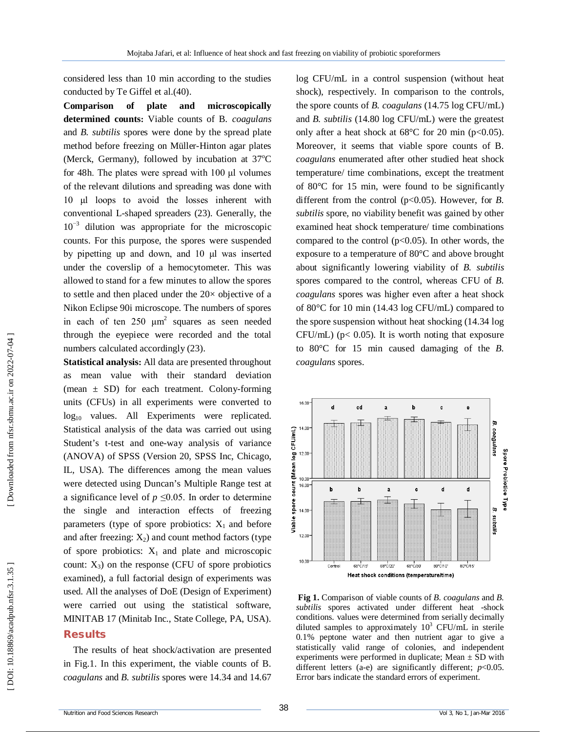considered less than 10 min according to the studies conducted by Te Giffel et al.(40).

**Comparison of plate and microscopically determined counts:** Viable counts of B. *coagulans* and *B. subtilis* spores were done by the spread plate method before freezing on Müller-Hinton agar plates (Merck, Germany), followed by incubation at 37°C for 48h. The plates were spread with 100 µl volumes of the relevant dilutions and spreading was done with 10 µl loops to avoid the losses inherent with conventional L-shaped spreaders (23). Generally, the $10^{-3}$ dilution was appropriate for the microscopic counts. For this purpose, the spores were suspended by pipetting up and down, and 10 µl was inserted under the coverslip of a hemocytometer. This was allowed to stand for a few minutes to allow the spores to settle and then placed under the 20× objective of a Nikon Eclipse 90i microscope. The numbers of spores in each of ten 250 $\mu m^2$ squares as seen needed through the eyepiece were recorded and the total numbers calculated accordingly (23).

**Statistical analysis:** All data are presented throughout as mean value with their standard deviation (mean ± SD) for each treatment. Colony-forming units (CFUs) in all experiments were converted to $\log_{10}$ values. All Experiments were replicated. Statistical analysis of the data was carried out using Student's t-test and one-way analysis of variance (ANOVA) of SPSS (Version 20, SPSS Inc, Chicago, IL, USA). The differences among the mean values were detected using Duncan's Multiple Range test at a significance level of $p \leq 0.05$. In order to determine the single and interaction effects of freezing parameters (type of spore probiotics: $X_1$ and before and after freezing: $X_2$) and count method factors (type of spore probiotics: $X_1$ and plate and microscopic count: $X_3$) on the response (CFU of spore probiotics examined), a full factorial design of experiments was used. All the analyses of DoE (Design of Experiment) were carried out using the statistical software, MINITAB 17 (Minitab Inc., State College, PA, USA).

## Results

The results of heat shock/activation are presented in Fig.1. In this experiment, the viable counts of B. *coagulans* and *B. subtilis* spores were 14.34 and 14.67 log CFU/mL in a control suspension (without heat shock), respectively. In comparison to the controls, the spore counts of *B. coagulans* (14.75 log CFU/mL) and *B. subtilis* (14.80 log CFU/mL) were the greatest only after a heat shock at 68°C for 20 min (p<0.05). Moreover, it seems that viable spore counts of B. *coagulans* enumerated after other studied heat shock temperature/ time combinations, except the treatment of 80°C for 15 min, were found to be significantly different from the control (p<0.05). However, for *B. subtilis* spore, no viability benefit was gained by other examined heat shock temperature/ time combinations compared to the control (p<0.05). In other words, the exposure to a temperature of 80°C and above brought about significantly lowering viability of *B. subtilis* spores compared to the control, whereas CFU of *B. coagulans* spores was higher even after a heat shock of 80°C for 10 min (14.43 log CFU/mL) compared to the spore suspension without heat shocking (14.34 log CFU/mL) (p< 0.05). It is worth noting that exposure to 80°C for 15 min caused damaging of the *B. coagulans* spores.

**Fig 1.** Comparison of viable counts of *B. coagulans* and *B. subtilis* spores activated under different heat -shock conditions. values were determined from serially decimally diluted samples to approximately $10^3$ CFU/mL in sterile 0.1% peptone water and then nutrient agar to give a statistically valid range of colonies, and independent experiments were performed in duplicate; Mean ± SD with different letters (a-e) are significantly different; $p$<0.05. Error bars indicate the standard errors of experiment.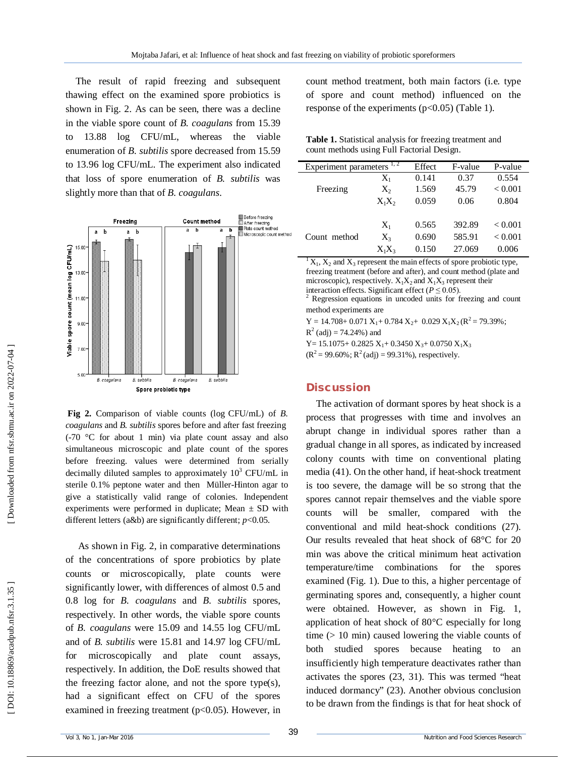The result of rapid freezing and subsequent thawing effect on the examined spore probiotics is shown in Fig. 2. As can be seen, there was a decline in the viable spore count of *B. coagulans* from 15.39 to 13.88 log CFU/mL, whereas the viable enumeration of *B. subtilis* spore decreased from 15.59 to 13.96 log CFU/mL. The experiment also indicated that loss of spore enumeration of *B. subtilis* was slightly more than that of *B. coagulans*.

**Fig 2.** Comparison of viable counts (log CFU/mL) of *B. coagulans* and *B. subtilis* spores before and after fast freezing (-70 °C for about 1 min) via plate count assay and also simultaneous microscopic and plate count of the spores before freezing. values were determined from serially decimally diluted samples to approximately $10^3$ CFU/mL in sterile 0.1% peptone water and then Müller-Hinton agar to give a statistically valid range of colonies. Independent experiments were performed in duplicate; Mean ± SD with different letters (a&b) are significantly different; $p<0.05$.

As shown in Fig. 2, in comparative determinations of the concentrations of spore probiotics by plate counts or microscopically, plate counts were significantly lower, with differences of almost 0.5 and 0.8 log for *B. coagulans* and *B. subtilis* spores, respectively. In other words, the viable spore counts of *B. coagulans* were 15.09 and 14.55 log CFU/mL and of *B. subtilis* were 15.81 and 14.97 log CFU/mL for microscopically and plate count assays, respectively. In addition, the DoE results showed that the freezing factor alone, and not the spore type(s), had a significant effect on CFU of the spores examined in freezing treatment ($p<0.05$). However, in count method treatment, both main factors (i.e. type of spore and count method) influenced on the response of the experiments ($p<0.05$) (Table 1).

**Table 1.** Statistical analysis for freezing treatment and count methods using Full Factorial Design.

| Experiment parameters [1, 2] | | Effect | F-value | P-value |
|---|---|---|---|---|
| Freezing | $X_1$ | 0.141 | 0.37 | 0.554 |
| | $X_2$ | 1.569 | 45.79 | < 0.001 |
| | $X_1X_2$ | 0.059 | 0.06 | 0.804 |
| Count method | $X_1$ | 0.565 | 392.89 | < 0.001 |
| | $X_3$ | 0.690 | 585.91 | < 0.001 |
| | $X_1X_3$ | 0.150 | 27.069 | 0.006 |

[1] $X_1$, $X_2$ and $X_3$ represent the main effects of spore probiotic type, freezing treatment (before and after), and count method (plate and microscopic), respectively. $X_1X_2$ and $X_1X_3$ represent their interaction effects. Significant effect ($P \leq 0.05$).
[2] Regression equations in uncoded units for freezing and count method experiments are

$Y = 14.708 + 0.071\,X_1 + 0.784\,X_2 + 0.029\,X_1X_2$ ($R^2 = 79.39\%$; $R^2$ (adj) = 74.24%) and

$Y = 15.1075 + 0.2825\,X_1 + 0.3450\,X_3 + 0.0750\,X_1X_3$

($R^2 = 99.60\%$; $R^2$ (adj) = 99.31%), respectively.

## Discussion

The activation of dormant spores by heat shock is a process that progresses with time and involves an abrupt change in individual spores rather than a gradual change in all spores, as indicated by increased colony counts with time on conventional plating media (41). On the other hand, if heat-shock treatment is too severe, the damage will be so strong that the spores cannot repair themselves and the viable spore counts will be smaller, compared with the conventional and mild heat-shock conditions (27). Our results revealed that heat shock of 68°C for 20 min was above the critical minimum heat activation temperature/time combinations for the spores examined (Fig. 1). Due to this, a higher percentage of germinating spores and, consequently, a higher count were obtained. However, as shown in Fig. 1, application of heat shock of 80°C especially for long time (> 10 min) caused lowering the viable counts of both studied spores because heating to an insufficiently high temperature deactivates rather than activates the spores (23, 31). This was termed "heat induced dormancy" (23). Another obvious conclusion to be drawn from the findings is that for heat shock of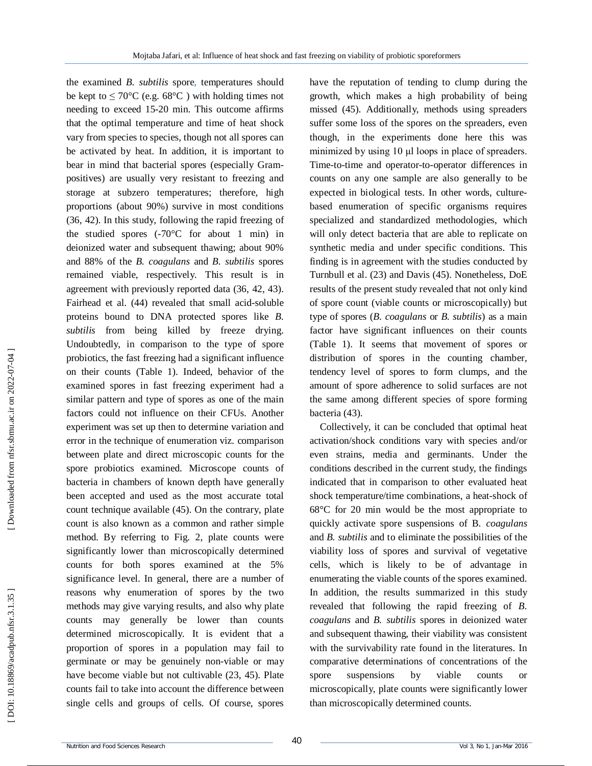the examined *B. subtilis* spore, temperatures should be kept to ≤ 70°C (e.g. 68°C ) with holding times not needing to exceed 15-20 min. This outcome affirms that the optimal temperature and time of heat shock vary from species to species, though not all spores can be activated by heat. In addition, it is important to bear in mind that bacterial spores (especially Gram-positives) are usually very resistant to freezing and storage at subzero temperatures; therefore, high proportions (about 90%) survive in most conditions (36, 42). In this study, following the rapid freezing of the studied spores (-70°C for about 1 min) in deionized water and subsequent thawing; about 90% and 88% of the *B. coagulans* and *B. subtilis* spores remained viable, respectively. This result is in agreement with previously reported data (36, 42, 43). Fairhead et al. (44) revealed that small acid-soluble proteins bound to DNA protected spores like *B. subtilis* from being killed by freeze drying. Undoubtedly, in comparison to the type of spore probiotics, the fast freezing had a significant influence on their counts (Table 1). Indeed, behavior of the examined spores in fast freezing experiment had a similar pattern and type of spores as one of the main factors could not influence on their CFUs. Another experiment was set up then to determine variation and error in the technique of enumeration viz. comparison between plate and direct microscopic counts for the spore probiotics examined. Microscope counts of bacteria in chambers of known depth have generally been accepted and used as the most accurate total count technique available (45). On the contrary, plate count is also known as a common and rather simple method. By referring to Fig. 2, plate counts were significantly lower than microscopically determined counts for both spores examined at the 5% significance level. In general, there are a number of reasons why enumeration of spores by the two methods may give varying results, and also why plate counts may generally be lower than counts determined microscopically. It is evident that a proportion of spores in a population may fail to germinate or may be genuinely non-viable or may have become viable but not cultivable (23, 45). Plate counts fail to take into account the difference between single cells and groups of cells. Of course, spores have the reputation of tending to clump during the growth, which makes a high probability of being missed (45). Additionally, methods using spreaders suffer some loss of the spores on the spreaders, even though, in the experiments done here this was minimized by using 10 µl loops in place of spreaders. Time-to-time and operator-to-operator differences in counts on any one sample are also generally to be expected in biological tests. In other words, culture-based enumeration of specific organisms requires specialized and standardized methodologies, which will only detect bacteria that are able to replicate on synthetic media and under specific conditions. This finding is in agreement with the studies conducted by Turnbull et al. (23) and Davis (45). Nonetheless, DoE results of the present study revealed that not only kind of spore count (viable counts or microscopically) but type of spores (*B. coagulans* or *B. subtilis*) as a main factor have significant influences on their counts (Table 1). It seems that movement of spores or distribution of spores in the counting chamber, tendency level of spores to form clumps, and the amount of spore adherence to solid surfaces are not the same among different species of spore forming bacteria (43).

Collectively, it can be concluded that optimal heat activation/shock conditions vary with species and/or even strains, media and germinants. Under the conditions described in the current study, the findings indicated that in comparison to other evaluated heat shock temperature/time combinations, a heat-shock of 68°C for 20 min would be the most appropriate to quickly activate spore suspensions of B. *coagulans* and *B. subtilis* and to eliminate the possibilities of the viability loss of spores and survival of vegetative cells, which is likely to be of advantage in enumerating the viable counts of the spores examined. In addition, the results summarized in this study revealed that following the rapid freezing of *B. coagulans* and *B. subtilis* spores in deionized water and subsequent thawing, their viability was consistent with the survivability rate found in the literatures. In comparative determinations of concentrations of the spore suspensions by viable counts or microscopically, plate counts were significantly lower than microscopically determined counts.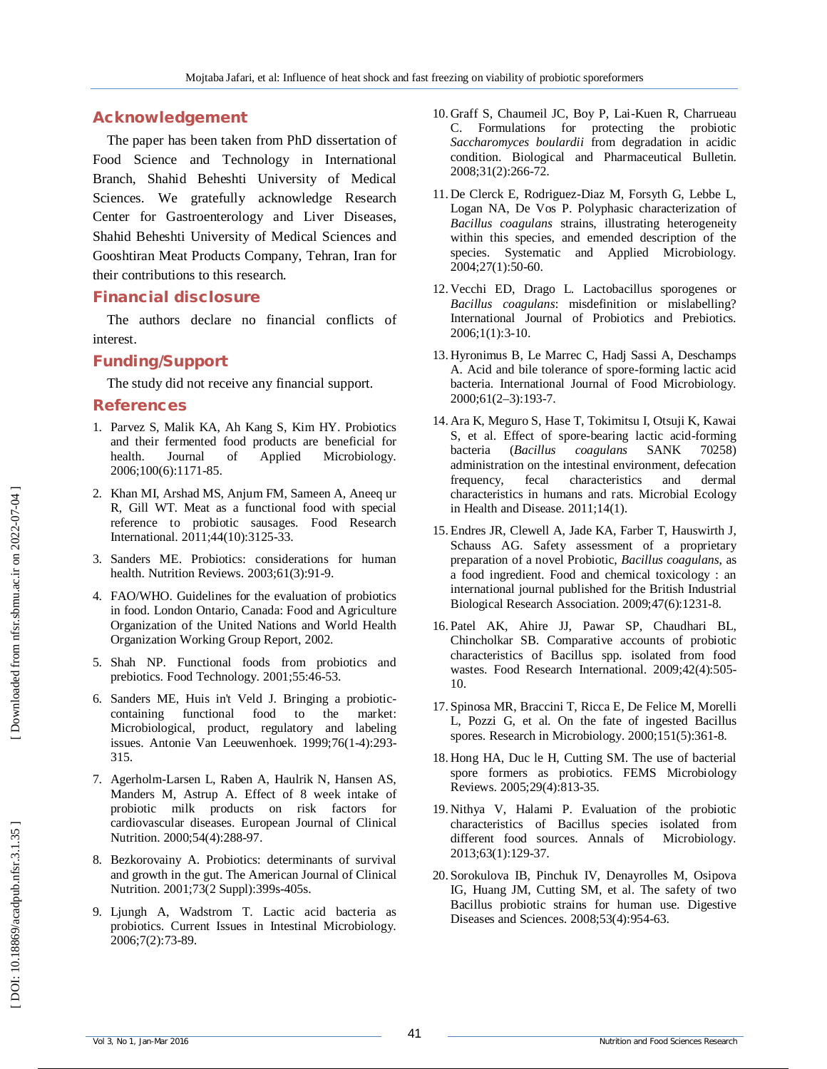## Acknowledgement

The paper has been taken from PhD dissertation of Food Science and Technology in International Branch, Shahid Beheshti University of Medical Sciences. We gratefully acknowledge Research Center for Gastroenterology and Liver Diseases, Shahid Beheshti University of Medical Sciences and Gooshtiran Meat Products Company, Tehran, Iran for their contributions to this research.

## Financial disclosure

The authors declare no financial conflicts of interest.

## Funding/Support

The study did not receive any financial support.

## References

1. Parvez S, Malik KA, Ah Kang S, Kim HY. Probiotics and their fermented food products are beneficial for health. Journal of Applied Microbiology. 2006;100(6):1171-85.
2. Khan MI, Arshad MS, Anjum FM, Sameen A, Aneeq ur R, Gill WT. Meat as a functional food with special reference to probiotic sausages. Food Research International. 2011;44(10):3125-33.
3. Sanders ME. Probiotics: considerations for human health. Nutrition Reviews. 2003;61(3):91-9.
4. FAO/WHO. Guidelines for the evaluation of probiotics in food. London Ontario, Canada: Food and Agriculture Organization of the United Nations and World Health Organization Working Group Report, 2002.
5. Shah NP. Functional foods from probiotics and prebiotics. Food Technology. 2001;55:46-53.
6. Sanders ME, Huis in't Veld J. Bringing a probiotic-containing functional food to the market: Microbiological, product, regulatory and labeling issues. Antonie Van Leeuwenhoek. 1999;76(1-4):293-315.
7. Agerholm-Larsen L, Raben A, Haulrik N, Hansen AS, Manders M, Astrup A. Effect of 8 week intake of probiotic milk products on risk factors for cardiovascular diseases. European Journal of Clinical Nutrition. 2000;54(4):288-97.
8. Bezkorovainy A. Probiotics: determinants of survival and growth in the gut. The American Journal of Clinical Nutrition. 2001;73(2 Suppl):399s-405s.
9. Ljungh A, Wadstrom T. Lactic acid bacteria as probiotics. Current Issues in Intestinal Microbiology. 2006;7(2):73-89.
10. Graff S, Chaumeil JC, Boy P, Lai-Kuen R, Charrueau C. Formulations for protecting the probiotic *Saccharomyces boulardii* from degradation in acidic condition. Biological and Pharmaceutical Bulletin. 2008;31(2):266-72.
11. De Clerck E, Rodriguez-Diaz M, Forsyth G, Lebbe L, Logan NA, De Vos P. Polyphasic characterization of *Bacillus coagulans* strains, illustrating heterogeneity within this species, and emended description of the species. Systematic and Applied Microbiology. 2004;27(1):50-60.
12. Vecchi ED, Drago L. Lactobacillus sporogenes or *Bacillus coagulans*: misdefinition or mislabelling? International Journal of Probiotics and Prebiotics. 2006;1(1):3-10.
13. Hyronimus B, Le Marrec C, Hadj Sassi A, Deschamps A. Acid and bile tolerance of spore-forming lactic acid bacteria. International Journal of Food Microbiology. 2000;61(2–3):193-7.
14. Ara K, Meguro S, Hase T, Tokimitsu I, Otsuji K, Kawai S, et al. Effect of spore-bearing lactic acid-forming bacteria (*Bacillus coagulans* SANK 70258) administration on the intestinal environment, defecation frequency, fecal characteristics and dermal characteristics in humans and rats. Microbial Ecology in Health and Disease. 2011;14(1).
15. Endres JR, Clewell A, Jade KA, Farber T, Hauswirth J, Schauss AG. Safety assessment of a proprietary preparation of a novel Probiotic, *Bacillus coagulans*, as a food ingredient. Food and chemical toxicology : an international journal published for the British Industrial Biological Research Association. 2009;47(6):1231-8.
16. Patel AK, Ahire JJ, Pawar SP, Chaudhari BL, Chincholkar SB. Comparative accounts of probiotic characteristics of Bacillus spp. isolated from food wastes. Food Research International. 2009;42(4):505-10.
17. Spinosa MR, Braccini T, Ricca E, De Felice M, Morelli L, Pozzi G, et al. On the fate of ingested Bacillus spores. Research in Microbiology. 2000;151(5):361-8.
18. Hong HA, Duc le H, Cutting SM. The use of bacterial spore formers as probiotics. FEMS Microbiology Reviews. 2005;29(4):813-35.
19. Nithya V, Halami P. Evaluation of the probiotic characteristics of Bacillus species isolated from different food sources. Annals of Microbiology. 2013;63(1):129-37.
20. Sorokulova IB, Pinchuk IV, Denayrolles M, Osipova IG, Huang JM, Cutting SM, et al. The safety of two Bacillus probiotic strains for human use. Digestive Diseases and Sciences. 2008;53(4):954-63.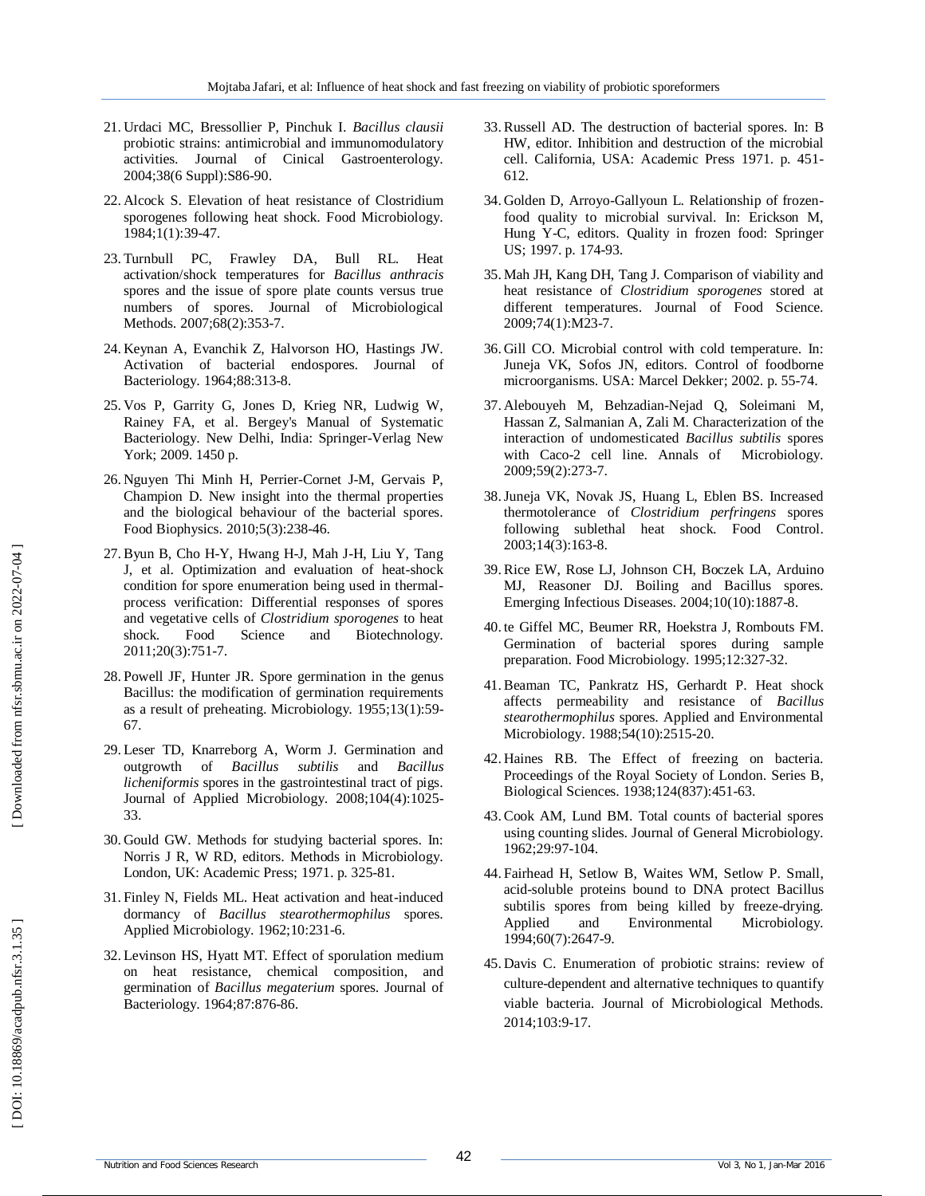21. Urdaci MC, Bressollier P, Pinchuk I. *Bacillus clausii* probiotic strains: antimicrobial and immunomodulatory activities. Journal of Cinical Gastroenterology. 2004;38(6 Suppl):S86-90.

22. Alcock S. Elevation of heat resistance of Clostridium sporogenes following heat shock. Food Microbiology. 1984;1(1):39-47.

23. Turnbull PC, Frawley DA, Bull RL. Heat activation/shock temperatures for *Bacillus anthracis* spores and the issue of spore plate counts versus true numbers of spores. Journal of Microbiological Methods. 2007;68(2):353-7.

24. Keynan A, Evanchik Z, Halvorson HO, Hastings JW. Activation of bacterial endospores. Journal of Bacteriology. 1964;88:313-8.

25. Vos P, Garrity G, Jones D, Krieg NR, Ludwig W, Rainey FA, et al. Bergey's Manual of Systematic Bacteriology. New Delhi, India: Springer-Verlag New York; 2009. 1450 p.

26. Nguyen Thi Minh H, Perrier-Cornet J-M, Gervais P, Champion D. New insight into the thermal properties and the biological behaviour of the bacterial spores. Food Biophysics. 2010;5(3):238-46.

27. Byun B, Cho H-Y, Hwang H-J, Mah J-H, Liu Y, Tang J, et al. Optimization and evaluation of heat-shock condition for spore enumeration being used in thermal-process verification: Differential responses of spores and vegetative cells of *Clostridium sporogenes* to heat shock. Food Science and Biotechnology. 2011;20(3):751-7.

28. Powell JF, Hunter JR. Spore germination in the genus Bacillus: the modification of germination requirements as a result of preheating. Microbiology. 1955;13(1):59-67.

29. Leser TD, Knarreborg A, Worm J. Germination and outgrowth of *Bacillus subtilis* and *Bacillus licheniformis* spores in the gastrointestinal tract of pigs. Journal of Applied Microbiology. 2008;104(4):1025-33.

30. Gould GW. Methods for studying bacterial spores. In: Norris J R, W RD, editors. Methods in Microbiology. London, UK: Academic Press; 1971. p. 325-81.

31. Finley N, Fields ML. Heat activation and heat-induced dormancy of *Bacillus stearothermophilus* spores. Applied Microbiology. 1962;10:231-6.

32. Levinson HS, Hyatt MT. Effect of sporulation medium on heat resistance, chemical composition, and germination of *Bacillus megaterium* spores. Journal of Bacteriology. 1964;87:876-86.

33. Russell AD. The destruction of bacterial spores. In: B HW, editor. Inhibition and destruction of the microbial cell. California, USA: Academic Press 1971. p. 451-612.

34. Golden D, Arroyo-Gallyoun L. Relationship of frozen-food quality to microbial survival. In: Erickson M, Hung Y-C, editors. Quality in frozen food: Springer US; 1997. p. 174-93.

35. Mah JH, Kang DH, Tang J. Comparison of viability and heat resistance of *Clostridium sporogenes* stored at different temperatures. Journal of Food Science. 2009;74(1):M23-7.

36. Gill CO. Microbial control with cold temperature. In: Juneja VK, Sofos JN, editors. Control of foodborne microorganisms. USA: Marcel Dekker; 2002. p. 55-74.

37. Alebouyeh M, Behzadian-Nejad Q, Soleimani M, Hassan Z, Salmanian A, Zali M. Characterization of the interaction of undomesticated *Bacillus subtilis* spores with Caco-2 cell line. Annals of Microbiology. 2009;59(2):273-7.

38. Juneja VK, Novak JS, Huang L, Eblen BS. Increased thermotolerance of *Clostridium perfringens* spores following sublethal heat shock. Food Control. 2003;14(3):163-8.

39. Rice EW, Rose LJ, Johnson CH, Boczek LA, Arduino MJ, Reasoner DJ. Boiling and Bacillus spores. Emerging Infectious Diseases. 2004;10(10):1887-8.

40. te Giffel MC, Beumer RR, Hoekstra J, Rombouts FM. Germination of bacterial spores during sample preparation. Food Microbiology. 1995;12:327-32.

41. Beaman TC, Pankratz HS, Gerhardt P. Heat shock affects permeability and resistance of *Bacillus stearothermophilus* spores. Applied and Environmental Microbiology. 1988;54(10):2515-20.

42. Haines RB. The Effect of freezing on bacteria. Proceedings of the Royal Society of London. Series B, Biological Sciences. 1938;124(837):451-63.

43. Cook AM, Lund BM. Total counts of bacterial spores using counting slides. Journal of General Microbiology. 1962;29:97-104.

44. Fairhead H, Setlow B, Waites WM, Setlow P. Small, acid-soluble proteins bound to DNA protect Bacillus subtilis spores from being killed by freeze-drying. Applied and Environmental Microbiology. 1994;60(7):2647-9.

45. Davis C. Enumeration of probiotic strains: review of culture-dependent and alternative techniques to quantify viable bacteria. Journal of Microbiological Methods. 2014;103:9-17.